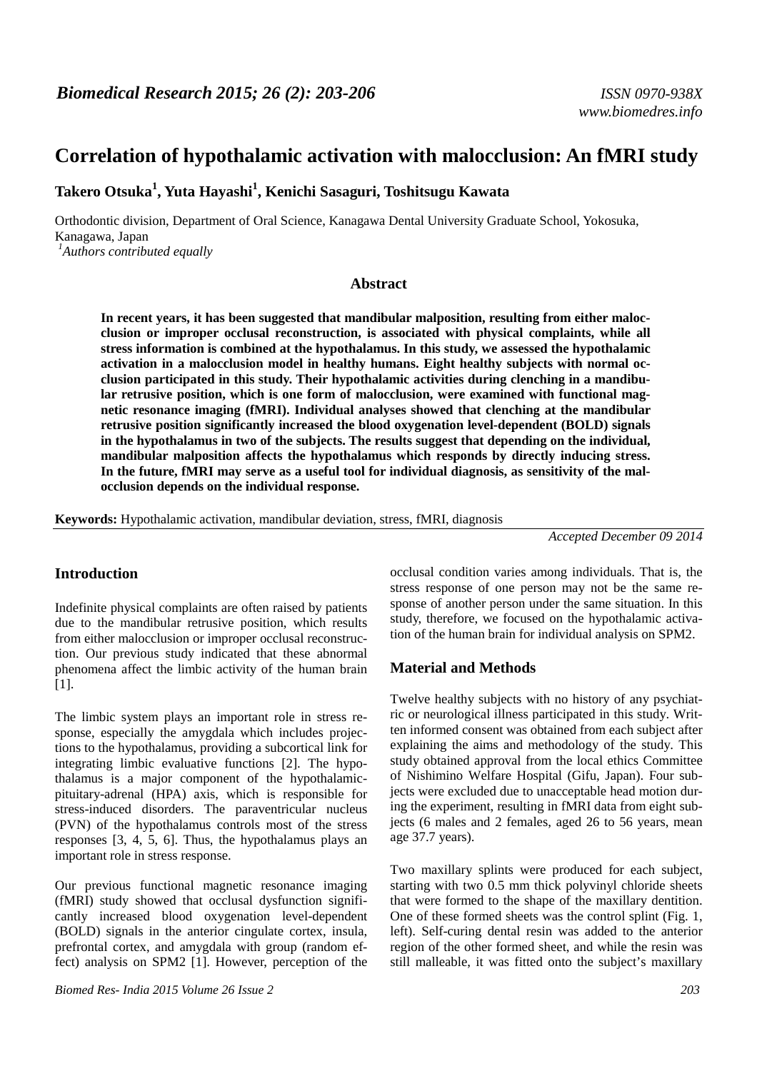# Correlation of hypothalamic activation with malocclusion: An fMRI study

**Takero Otsuka[1], Yuta Hayashi[1], Kenichi Sasaguri, Toshitsugu Kawata**

Orthodontic division, Department of Oral Science, Kanagawa Dental University Graduate School, Yokosuka, Kanagawa, Japan

[1]*Authors contributed equally*

## Abstract

**In recent years, it has been suggested that mandibular malposition, resulting from either malocclusion or improper occlusal reconstruction, is associated with physical complaints, while all stress information is combined at the hypothalamus. In this study, we assessed the hypothalamic activation in a malocclusion model in healthy humans. Eight healthy subjects with normal occlusion participated in this study. Their hypothalamic activities during clenching in a mandibular retrusive position, which is one form of malocclusion, were examined with functional magnetic resonance imaging (fMRI). Individual analyses showed that clenching at the mandibular retrusive position significantly increased the blood oxygenation level-dependent (BOLD) signals in the hypothalamus in two of the subjects. The results suggest that depending on the individual, mandibular malposition affects the hypothalamus which responds by directly inducing stress. In the future, fMRI may serve as a useful tool for individual diagnosis, as sensitivity of the malocclusion depends on the individual response.**

**Keywords:** Hypothalamic activation, mandibular deviation, stress, fMRI, diagnosis

*Accepted December 09 2014*

## Introduction

Indefinite physical complaints are often raised by patients due to the mandibular retrusive position, which results from either malocclusion or improper occlusal reconstruction. Our previous study indicated that these abnormal phenomena affect the limbic activity of the human brain [1].

The limbic system plays an important role in stress response, especially the amygdala which includes projections to the hypothalamus, providing a subcortical link for integrating limbic evaluative functions [2]. The hypothalamus is a major component of the hypothalamic-pituitary-adrenal (HPA) axis, which is responsible for stress-induced disorders. The paraventricular nucleus (PVN) of the hypothalamus controls most of the stress responses [3, 4, 5, 6]. Thus, the hypothalamus plays an important role in stress response.

Our previous functional magnetic resonance imaging (fMRI) study showed that occlusal dysfunction significantly increased blood oxygenation level-dependent (BOLD) signals in the anterior cingulate cortex, insula, prefrontal cortex, and amygdala with group (random effect) analysis on SPM2 [1]. However, perception of the occlusal condition varies among individuals. That is, the stress response of one person may not be the same response of another person under the same situation. In this study, therefore, we focused on the hypothalamic activation of the human brain for individual analysis on SPM2.

## Material and Methods

Twelve healthy subjects with no history of any psychiatric or neurological illness participated in this study. Written informed consent was obtained from each subject after explaining the aims and methodology of the study. This study obtained approval from the local ethics Committee of Nishimino Welfare Hospital (Gifu, Japan). Four subjects were excluded due to unacceptable head motion during the experiment, resulting in fMRI data from eight subjects (6 males and 2 females, aged 26 to 56 years, mean age 37.7 years).

Two maxillary splints were produced for each subject, starting with two 0.5 mm thick polyvinyl chloride sheets that were formed to the shape of the maxillary dentition. One of these formed sheets was the control splint (Fig. 1, left). Self-curing dental resin was added to the anterior region of the other formed sheet, and while the resin was still malleable, it was fitted onto the subject's maxillary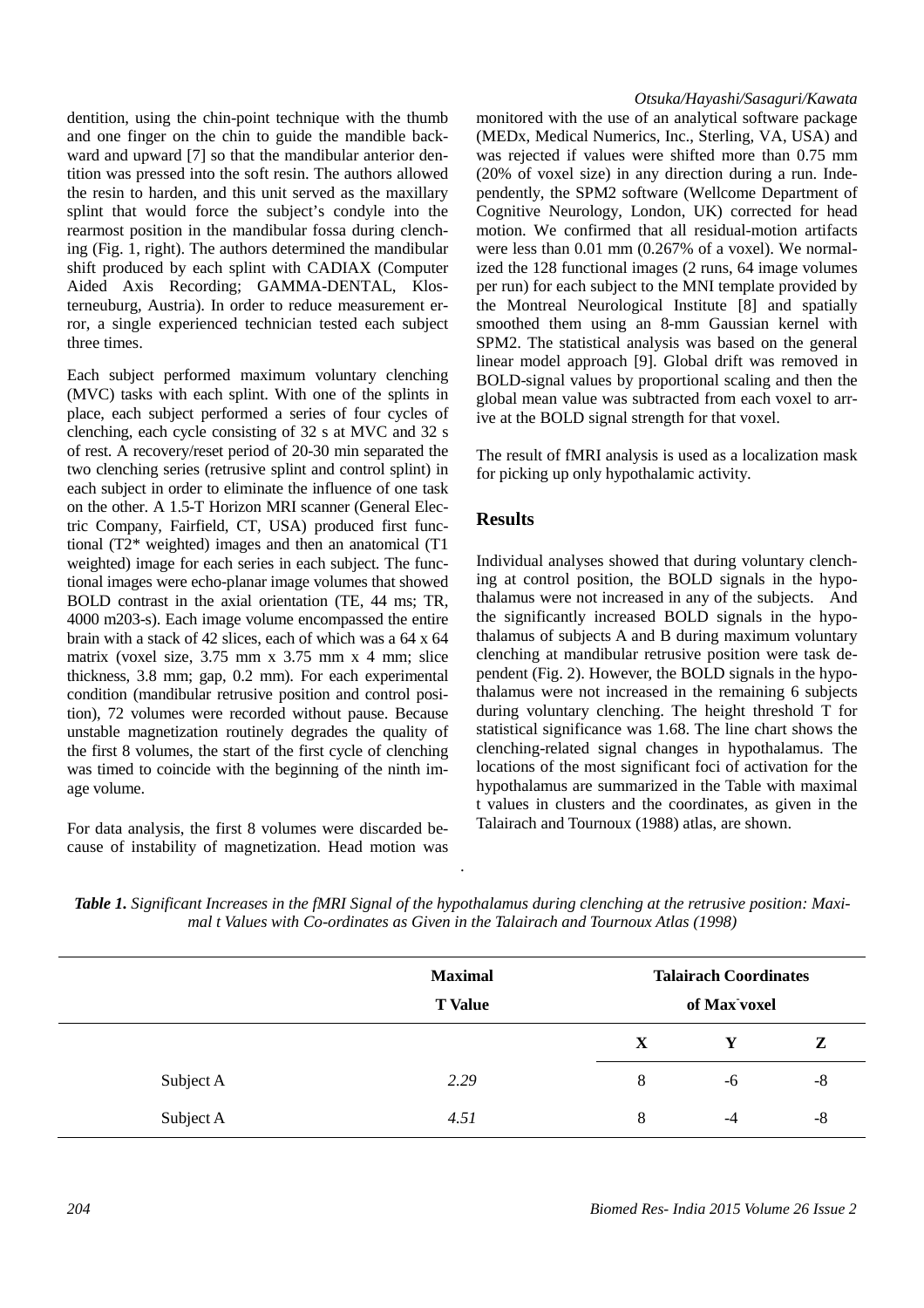dentition, using the chin-point technique with the thumb and one finger on the chin to guide the mandible backward and upward [7] so that the mandibular anterior dentition was pressed into the soft resin. The authors allowed the resin to harden, and this unit served as the maxillary splint that would force the subject's condyle into the rearmost position in the mandibular fossa during clenching (Fig. 1, right). The authors determined the mandibular shift produced by each splint with CADIAX (Computer Aided Axis Recording; GAMMA-DENTAL, Klosterneuburg, Austria). In order to reduce measurement error, a single experienced technician tested each subject three times.

Each subject performed maximum voluntary clenching (MVC) tasks with each splint. With one of the splints in place, each subject performed a series of four cycles of clenching, each cycle consisting of 32 s at MVC and 32 s of rest. A recovery/reset period of 20-30 min separated the two clenching series (retrusive splint and control splint) in each subject in order to eliminate the influence of one task on the other. A 1.5-T Horizon MRI scanner (General Electric Company, Fairfield, CT, USA) produced first functional (T2* weighted) images and then an anatomical (T1 weighted) image for each series in each subject. The functional images were echo-planar image volumes that showed BOLD contrast in the axial orientation (TE, 44 ms; TR, 4000 m203-s). Each image volume encompassed the entire brain with a stack of 42 slices, each of which was a 64 x 64 matrix (voxel size, 3.75 mm x 3.75 mm x 4 mm; slice thickness, 3.8 mm; gap, 0.2 mm). For each experimental condition (mandibular retrusive position and control position), 72 volumes were recorded without pause. Because unstable magnetization routinely degrades the quality of the first 8 volumes, the start of the first cycle of clenching was timed to coincide with the beginning of the ninth image volume.

For data analysis, the first 8 volumes were discarded because of instability of magnetization. Head motion was monitored with the use of an analytical software package (MEDx, Medical Numerics, Inc., Sterling, VA, USA) and was rejected if values were shifted more than 0.75 mm (20% of voxel size) in any direction during a run. Independently, the SPM2 software (Wellcome Department of Cognitive Neurology, London, UK) corrected for head motion. We confirmed that all residual-motion artifacts were less than 0.01 mm (0.267% of a voxel). We normalized the 128 functional images (2 runs, 64 image volumes per run) for each subject to the MNI template provided by the Montreal Neurological Institute [8] and spatially smoothed them using an 8-mm Gaussian kernel with SPM2. The statistical analysis was based on the general linear model approach [9]. Global drift was removed in BOLD-signal values by proportional scaling and then the global mean value was subtracted from each voxel to arrive at the BOLD signal strength for that voxel.

The result of fMRI analysis is used as a localization mask for picking up only hypothalamic activity.

## Results

Individual analyses showed that during voluntary clenching at control position, the BOLD signals in the hypothalamus were not increased in any of the subjects. And the significantly increased BOLD signals in the hypothalamus of subjects A and B during maximum voluntary clenching at mandibular retrusive position were task dependent (Fig. 2). However, the BOLD signals in the hypothalamus were not increased in the remaining 6 subjects during voluntary clenching. The height threshold T for statistical significance was 1.68. The line chart shows the clenching-related signal changes in hypothalamus. The locations of the most significant foci of activation for the hypothalamus are summarized in the Table with maximal t values in clusters and the coordinates, as given in the Talairach and Tournoux (1988) atlas, are shown.

***Table 1.*** *Significant Increases in the fMRI Signal of the hypothalamus during clenching at the retrusive position: Maximal t Values with Co-ordinates as Given in the Talairach and Tournoux Atlas (1998)*

| | **Maximal T Value** | **Talairach Coordinates of Max voxel** | | |
|---|---|---|---|---|
| | | **X** | **Y** | **Z** |
| Subject A | *2.29* | 8 | -6 | -8 |
| Subject A | *4.51* | 8 | -4 | -8 |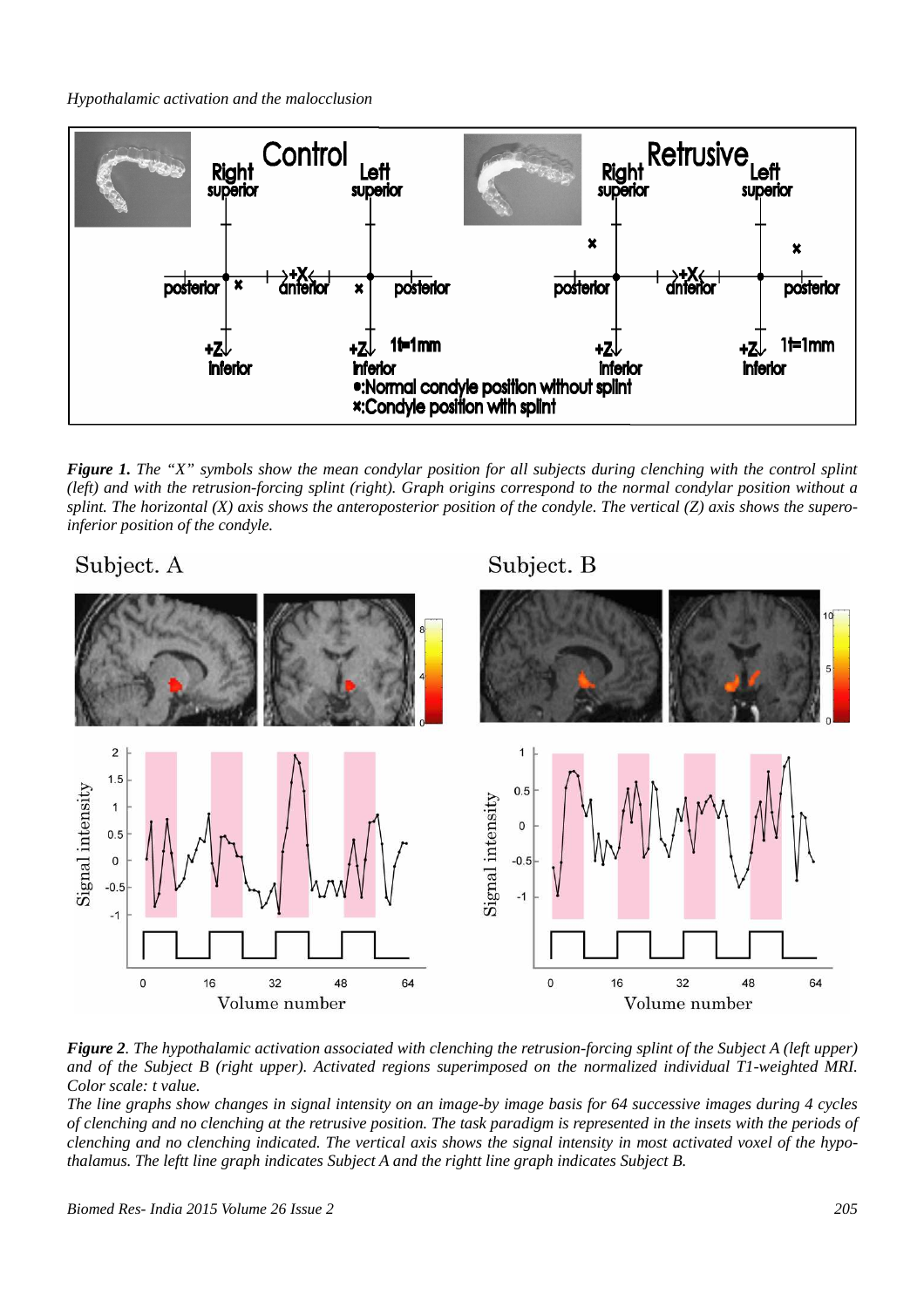**Figure 1.** *The "X" symbols show the mean condylar position for all subjects during clenching with the control splint (left) and with the retrusion-forcing splint (right). Graph origins correspond to the normal condylar position without a splint. The horizontal (X) axis shows the anteroposterior position of the condyle. The vertical (Z) axis shows the supero-inferior position of the condyle.*

**Figure 2**. *The hypothalamic activation associated with clenching the retrusion-forcing splint of the Subject A (left upper) and of the Subject B (right upper). Activated regions superimposed on the normalized individual T1-weighted MRI. Color scale: t value.*

*The line graphs show changes in signal intensity on an image-by image basis for 64 successive images during 4 cycles of clenching and no clenching at the retrusive position. The task paradigm is represented in the insets with the periods of clenching and no clenching indicated. The vertical axis shows the signal intensity in most activated voxel of the hypothalamus. The leftt line graph indicates Subject A and the rightt line graph indicates Subject B.*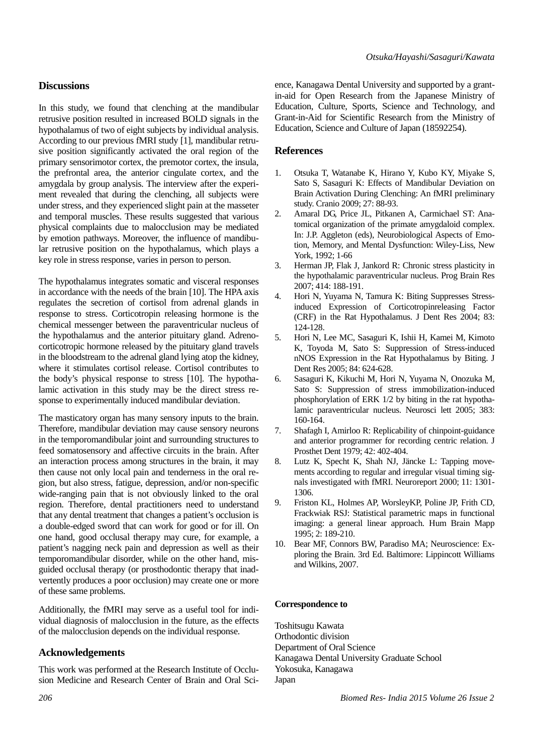## Discussions

In this study, we found that clenching at the mandibular retrusive position resulted in increased BOLD signals in the hypothalamus of two of eight subjects by individual analysis. According to our previous fMRI study [1], mandibular retrusive position significantly activated the oral region of the primary sensorimotor cortex, the premotor cortex, the insula, the prefrontal area, the anterior cingulate cortex, and the amygdala by group analysis. The interview after the experiment revealed that during the clenching, all subjects were under stress, and they experienced slight pain at the masseter and temporal muscles. These results suggested that various physical complaints due to malocclusion may be mediated by emotion pathways. Moreover, the influence of mandibular retrusive position on the hypothalamus, which plays a key role in stress response, varies in person to person.

The hypothalamus integrates somatic and visceral responses in accordance with the needs of the brain [10]. The HPA axis regulates the secretion of cortisol from adrenal glands in response to stress. Corticotropin releasing hormone is the chemical messenger between the paraventricular nucleus of the hypothalamus and the anterior pituitary gland. Adrenocorticotropic hormone released by the pituitary gland travels in the bloodstream to the adrenal gland lying atop the kidney, where it stimulates cortisol release. Cortisol contributes to the body's physical response to stress [10]. The hypothalamic activation in this study may be the direct stress response to experimentally induced mandibular deviation.

The masticatory organ has many sensory inputs to the brain. Therefore, mandibular deviation may cause sensory neurons in the temporomandibular joint and surrounding structures to feed somatosensory and affective circuits in the brain. After an interaction process among structures in the brain, it may then cause not only local pain and tenderness in the oral region, but also stress, fatigue, depression, and/or non-specific wide-ranging pain that is not obviously linked to the oral region. Therefore, dental practitioners need to understand that any dental treatment that changes a patient's occlusion is a double-edged sword that can work for good or for ill. On one hand, good occlusal therapy may cure, for example, a patient's nagging neck pain and depression as well as their temporomandibular disorder, while on the other hand, misguided occlusal therapy (or prosthodontic therapy that inadvertently produces a poor occlusion) may create one or more of these same problems.

Additionally, the fMRI may serve as a useful tool for individual diagnosis of malocclusion in the future, as the effects of the malocclusion depends on the individual response.

## Acknowledgements

This work was performed at the Research Institute of Occlusion Medicine and Research Center of Brain and Oral Science, Kanagawa Dental University and supported by a grant-in-aid for Open Research from the Japanese Ministry of Education, Culture, Sports, Science and Technology, and Grant-in-Aid for Scientific Research from the Ministry of Education, Science and Culture of Japan (18592254).

## References

1. Otsuka T, Watanabe K, Hirano Y, Kubo KY, Miyake S, Sato S, Sasaguri K: Effects of Mandibular Deviation on Brain Activation During Clenching: An fMRI preliminary study. Cranio 2009; 27: 88-93.
2. Amaral DG, Price JL, Pitkanen A, Carmichael ST: Anatomical organization of the primate amygdaloid complex. In: J.P. Aggleton (eds), Neurobiological Aspects of Emotion, Memory, and Mental Dysfunction: Wiley-Liss, New York, 1992; 1-66
3. Herman JP, Flak J, Jankord R: Chronic stress plasticity in the hypothalamic paraventricular nucleus. Prog Brain Res 2007; 414: 188-191.
4. Hori N, Yuyama N, Tamura K: Biting Suppresses Stress-induced Expression of Corticotropinreleasing Factor (CRF) in the Rat Hypothalamus. J Dent Res 2004; 83: 124-128.
5. Hori N, Lee MC, Sasaguri K, Ishii H, Kamei M, Kimoto K, Toyoda M, Sato S: Suppression of Stress-induced nNOS Expression in the Rat Hypothalamus by Biting. J Dent Res 2005; 84: 624-628.
6. Sasaguri K, Kikuchi M, Hori N, Yuyama N, Onozuka M, Sato S: Suppression of stress immobilization-induced phosphorylation of ERK 1/2 by biting in the rat hypothalamic paraventricular nucleus. Neurosci lett 2005; 383: 160-164.
7. Shafagh I, Amirloo R: Replicability of chinpoint-guidance and anterior programmer for recording centric relation. J Prosthet Dent 1979; 42: 402-404.
8. Lutz K, Specht K, Shah NJ, Jäncke L: Tapping movements according to regular and irregular visual timing signals investigated with fMRI. Neuroreport 2000; 11: 1301-1306.
9. Friston KL, Holmes AP, WorsleyKP, Poline JP, Frith CD, Frackwiak RSJ: Statistical parametric maps in functional imaging: a general linear approach. Hum Brain Mapp 1995; 2: 189-210.
10. Bear MF, Connors BW, Paradiso MA; Neuroscience: Exploring the Brain. 3rd Ed. Baltimore: Lippincott Williams and Wilkins, 2007.

**Correspondence to**

Toshitsugu Kawata
Orthodontic division
Department of Oral Science
Kanagawa Dental University Graduate School
Yokosuka, Kanagawa
Japan